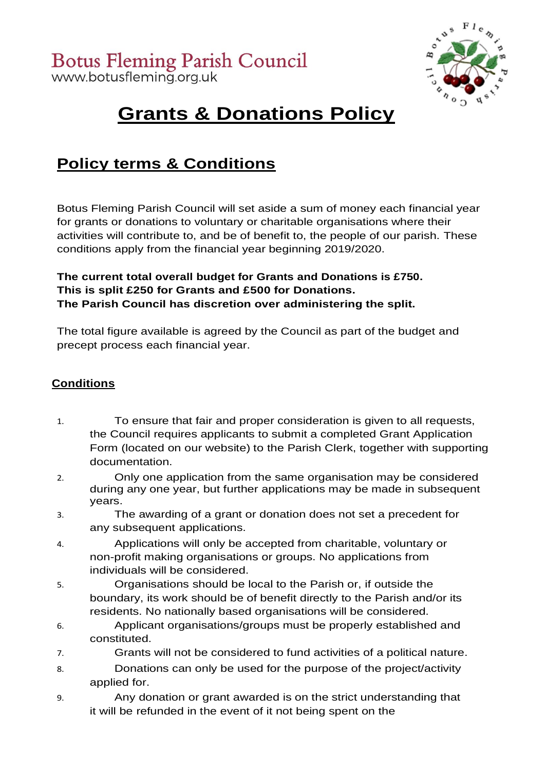# Botus Fleming Parish Council

www.botusfleming.org.uk

# Grants & Donations Policy

## Policy terms & Conditions

Botus Fleming Parish Council will set aside a sum of money each financial year for grants or donations to voluntary or charitable organisations where their activities will contribute to, and be of benefit to, the people of our parish. These conditions apply from the financial year beginning 2019/2020.

**The current total overall budget for Grants and Donations is £750.**
**This is split £250 for Grants and £500 for Donations.**
**The Parish Council has discretion over administering the split.**

The total figure available is agreed by the Council as part of the budget and precept process each financial year.

### Conditions

1. To ensure that fair and proper consideration is given to all requests, the Council requires applicants to submit a completed Grant Application Form (located on our website) to the Parish Clerk, together with supporting documentation.
2. Only one application from the same organisation may be considered during any one year, but further applications may be made in subsequent years.
3. The awarding of a grant or donation does not set a precedent for any subsequent applications.
4. Applications will only be accepted from charitable, voluntary or non-profit making organisations or groups. No applications from individuals will be considered.
5. Organisations should be local to the Parish or, if outside the boundary, its work should be of benefit directly to the Parish and/or its residents. No nationally based organisations will be considered.
6. Applicant organisations/groups must be properly established and constituted.
7. Grants will not be considered to fund activities of a political nature.
8. Donations can only be used for the purpose of the project/activity applied for.
9. Any donation or grant awarded is on the strict understanding that it will be refunded in the event of it not being spent on the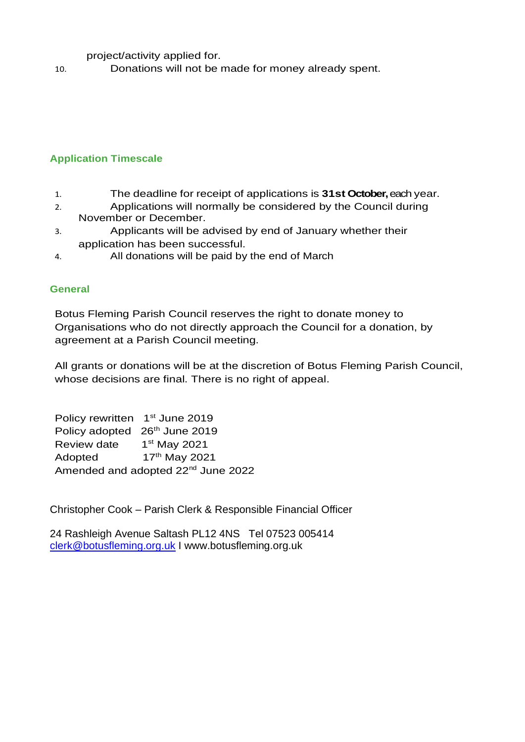project/activity applied for.

10. Donations will not be made for money already spent.

## Application Timescale

1. The deadline for receipt of applications is **31st October,** each year.
2. Applications will normally be considered by the Council during November or December.
3. Applicants will be advised by end of January whether their application has been successful.
4. All donations will be paid by the end of March

## General

Botus Fleming Parish Council reserves the right to donate money to Organisations who do not directly approach the Council for a donation, by agreement at a Parish Council meeting.

All grants or donations will be at the discretion of Botus Fleming Parish Council, whose decisions are final. There is no right of appeal.

Policy rewritten 1st June 2019
Policy adopted 26th June 2019
Review date 1st May 2021
Adopted 17th May 2021
Amended and adopted 22nd June 2022

Christopher Cook – Parish Clerk & Responsible Financial Officer

24 Rashleigh Avenue Saltash PL12 4NS Tel 07523 005414
clerk@botusfleming.org.uk I www.botusfleming.org.uk